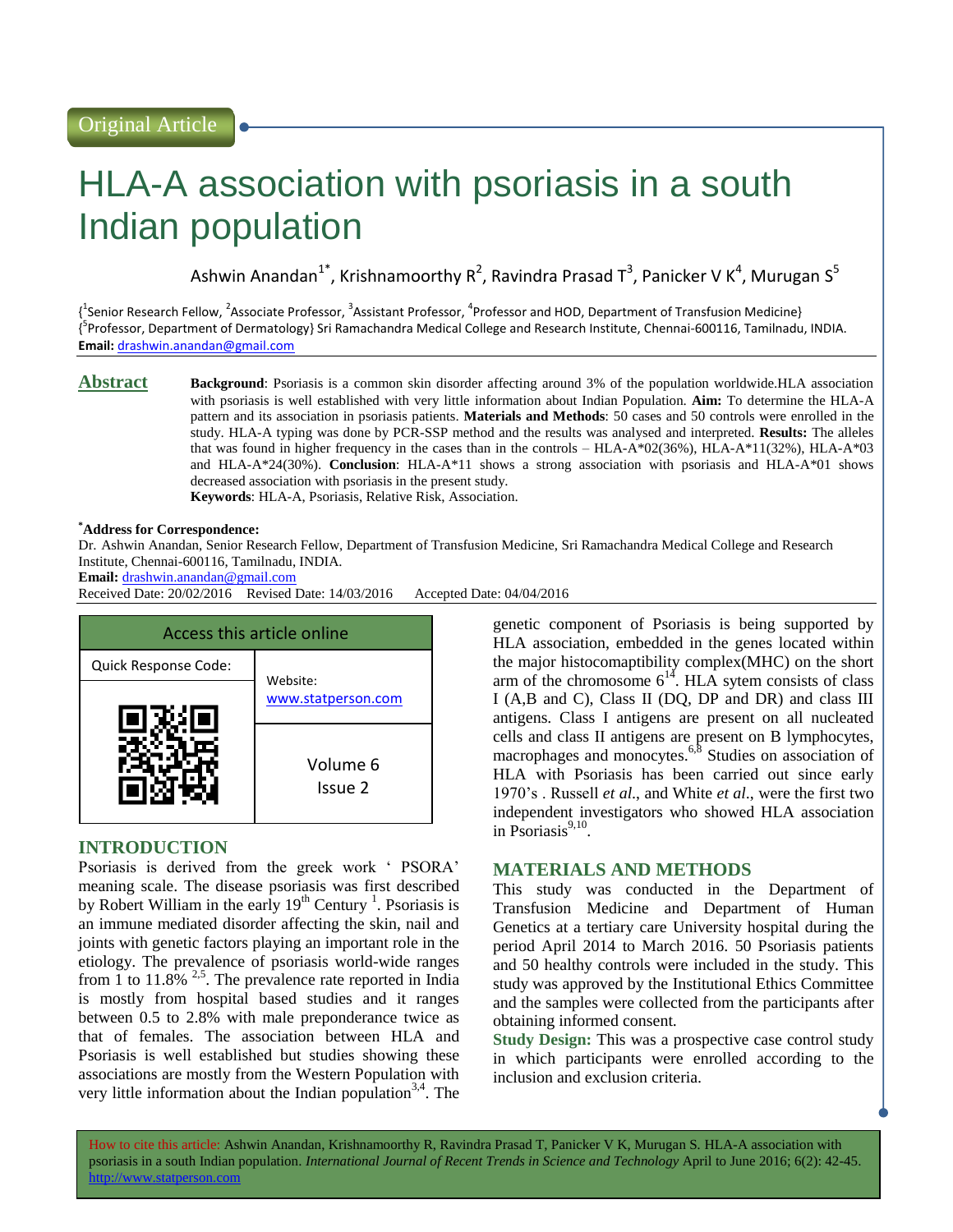Original Article

# HLA-A association with psoriasis in a south Indian population

Ashwin Anandan[1*], Krishnamoorthy R[2], Ravindra Prasad T[3], Panicker V K[4], Murugan S[5]

{[1]Senior Research Fellow, [2]Associate Professor, [3]Assistant Professor, [4]Professor and HOD, Department of Transfusion Medicine} {[5]Professor, Department of Dermatology} Sri Ramachandra Medical College and Research Institute, Chennai-600116, Tamilnadu, INDIA.

**Email:** drashwin.anandan@gmail.com

## Abstract

**Background**: Psoriasis is a common skin disorder affecting around 3% of the population worldwide.HLA association with psoriasis is well established with very little information about Indian Population. **Aim:** To determine the HLA-A pattern and its association in psoriasis patients. **Materials and Methods**: 50 cases and 50 controls were enrolled in the study. HLA-A typing was done by PCR-SSP method and the results was analysed and interpreted. **Results:** The alleles that was found in higher frequency in the cases than in the controls – HLA-A*02(36%), HLA-A*11(32%), HLA-A*03 and HLA-A*24(30%). **Conclusion**: HLA-A*11 shows a strong association with psoriasis and HLA-A*01 shows decreased association with psoriasis in the present study.

**Keywords**: HLA-A, Psoriasis, Relative Risk, Association.

**[*]Address for Correspondence:**

Dr. Ashwin Anandan, Senior Research Fellow, Department of Transfusion Medicine, Sri Ramachandra Medical College and Research Institute, Chennai-600116, Tamilnadu, INDIA.

**Email:** drashwin.anandan@gmail.com

Received Date: 20/02/2016 Revised Date: 14/03/2016 Accepted Date: 04/04/2016

| Access this article online | |
|---|---|
| Quick Response Code: | Website: www.statperson.com |
| | Volume 6 Issue 2 |

## INTRODUCTION

Psoriasis is derived from the greek work ' PSORA' meaning scale. The disease psoriasis was first described by Robert William in the early 19th Century [1]. Psoriasis is an immune mediated disorder affecting the skin, nail and joints with genetic factors playing an important role in the etiology. The prevalence of psoriasis world-wide ranges from 1 to 11.8% [2,5]. The prevalence rate reported in India is mostly from hospital based studies and it ranges between 0.5 to 2.8% with male preponderance twice as that of females. The association between HLA and Psoriasis is well established but studies showing these associations are mostly from the Western Population with very little information about the Indian population[3,4]. The genetic component of Psoriasis is being supported by HLA association, embedded in the genes located within the major histocomaptibility complex(MHC) on the short arm of the chromosome 6[14]. HLA sytem consists of class I (A,B and C), Class II (DQ, DP and DR) and class III antigens. Class I antigens are present on all nucleated cells and class II antigens are present on B lymphocytes, macrophages and monocytes.[6,8] Studies on association of HLA with Psoriasis has been carried out since early 1970's . Russell *et al*., and White *et al*., were the first two independent investigators who showed HLA association in Psoriasis[9,10].

## MATERIALS AND METHODS

This study was conducted in the Department of Transfusion Medicine and Department of Human Genetics at a tertiary care University hospital during the period April 2014 to March 2016. 50 Psoriasis patients and 50 healthy controls were included in the study. This study was approved by the Institutional Ethics Committee and the samples were collected from the participants after obtaining informed consent.

**Study Design:** This was a prospective case control study in which participants were enrolled according to the inclusion and exclusion criteria.

How to cite this article: Ashwin Anandan, Krishnamoorthy R, Ravindra Prasad T, Panicker V K, Murugan S. HLA-A association with psoriasis in a south Indian population. *International Journal of Recent Trends in Science and Technology* April to June 2016; 6(2): 42-45. http://www.statperson.com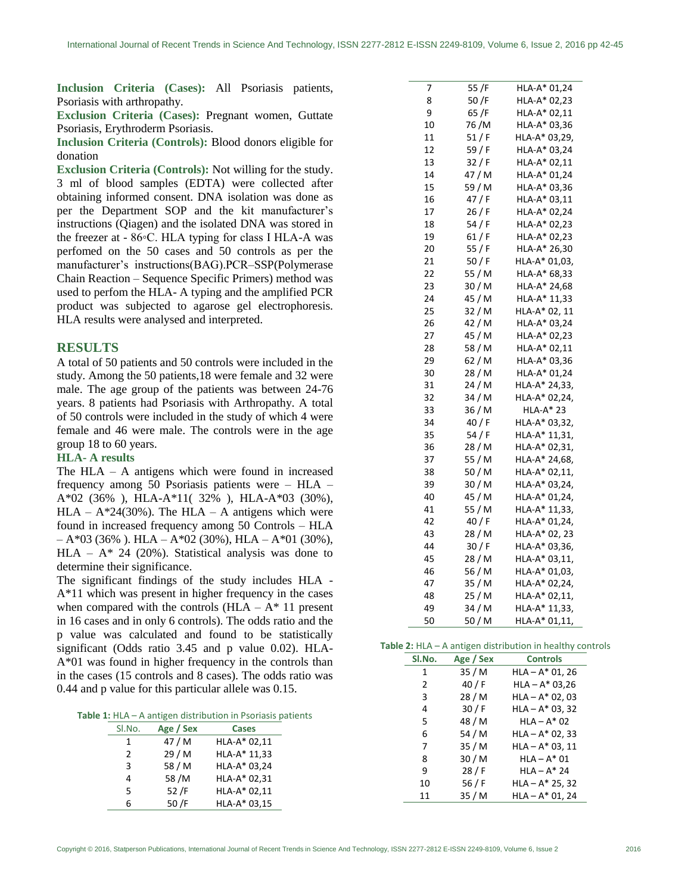**Inclusion Criteria (Cases):** All Psoriasis patients, Psoriasis with arthropathy.

**Exclusion Criteria (Cases):** Pregnant women, Guttate Psoriasis, Erythroderm Psoriasis.

**Inclusion Criteria (Controls):** Blood donors eligible for donation

**Exclusion Criteria (Controls):** Not willing for the study. 3 ml of blood samples (EDTA) were collected after obtaining informed consent. DNA isolation was done as per the Department SOP and the kit manufacturer's instructions (Qiagen) and the isolated DNA was stored in the freezer at - 86◦C. HLA typing for class I HLA-A was perfomed on the 50 cases and 50 controls as per the manufacturer's instructions(BAG).PCR–SSP(Polymerase Chain Reaction – Sequence Specific Primers) method was used to perfom the HLA- A typing and the amplified PCR product was subjected to agarose gel electrophoresis. HLA results were analysed and interpreted.

## RESULTS

A total of 50 patients and 50 controls were included in the study. Among the 50 patients,18 were female and 32 were male. The age group of the patients was between 24-76 years. 8 patients had Psoriasis with Arthropathy. A total of 50 controls were included in the study of which 4 were female and 46 were male. The controls were in the age group 18 to 60 years.

### HLA- A results

The HLA – A antigens which were found in increased frequency among 50 Psoriasis patients were – HLA – A*02 (36% ), HLA-A*11( 32% ), HLA-A*03 (30%), HLA – A*24(30%). The HLA – A antigens which were found in increased frequency among 50 Controls – HLA – A*03 (36% ). HLA – A*02 (30%), HLA – A*01 (30%), HLA – A* 24 (20%). Statistical analysis was done to determine their significance.

The significant findings of the study includes HLA - A*11 which was present in higher frequency in the cases when compared with the controls (HLA – A* 11 present in 16 cases and in only 6 controls). The odds ratio and the p value was calculated and found to be statistically significant (Odds ratio 3.45 and p value 0.02). HLA-A*01 was found in higher frequency in the controls than in the cases (15 controls and 8 cases). The odds ratio was 0.44 and p value for this particular allele was 0.15.

**Table 1:** HLA – A antigen distribution in Psoriasis patients

| Sl.No. | Age / Sex | Cases |
|---|---|---|
| 1 | 47 / M | HLA-A* 02,11 |
| 2 | 29 / M | HLA-A* 11,33 |
| 3 | 58 / M | HLA-A* 03,24 |
| 4 | 58 /M | HLA-A* 02,31 |
| 5 | 52 /F | HLA-A* 02,11 |
| 6 | 50 /F | HLA-A* 03,15 |
| 7 | 55 /F | HLA-A* 01,24 |
| 8 | 50 /F | HLA-A* 02,23 |
| 9 | 65 /F | HLA-A* 02,11 |
| 10 | 76 /M | HLA-A* 03,36 |
| 11 | 51 / F | HLA-A* 03,29, |
| 12 | 59 / F | HLA-A* 03,24 |
| 13 | 32 / F | HLA-A* 02,11 |
| 14 | 47 / M | HLA-A* 01,24 |
| 15 | 59 / M | HLA-A* 03,36 |
| 16 | 47 / F | HLA-A* 03,11 |
| 17 | 26 / F | HLA-A* 02,24 |
| 18 | 54 / F | HLA-A* 02,23 |
| 19 | 61 / F | HLA-A* 02,23 |
| 20 | 55 / F | HLA-A* 26,30 |
| 21 | 50 / F | HLA-A* 01,03, |
| 22 | 55 / M | HLA-A* 68,33 |
| 23 | 30 / M | HLA-A* 24,68 |
| 24 | 45 / M | HLA-A* 11,33 |
| 25 | 32 / M | HLA-A* 02, 11 |
| 26 | 42 / M | HLA-A* 03,24 |
| 27 | 45 / M | HLA-A* 02,23 |
| 28 | 58 / M | HLA-A* 02,11 |
| 29 | 62 / M | HLA-A* 03,36 |
| 30 | 28 / M | HLA-A* 01,24 |
| 31 | 24 / M | HLA-A* 24,33, |
| 32 | 34 / M | HLA-A* 02,24, |
| 33 | 36 / M | HLA-A* 23 |
| 34 | 40 / F | HLA-A* 03,32, |
| 35 | 54 / F | HLA-A* 11,31, |
| 36 | 28 / M | HLA-A* 02,31, |
| 37 | 55 / M | HLA-A* 24,68, |
| 38 | 50 / M | HLA-A* 02,11, |
| 39 | 30 / M | HLA-A* 03,24, |
| 40 | 45 / M | HLA-A* 01,24, |
| 41 | 55 / M | HLA-A* 11,33, |
| 42 | 40 / F | HLA-A* 01,24, |
| 43 | 28 / M | HLA-A* 02, 23 |
| 44 | 30 / F | HLA-A* 03,36, |
| 45 | 28 / M | HLA-A* 03,11, |
| 46 | 56 / M | HLA-A* 01,03, |
| 47 | 35 / M | HLA-A* 02,24, |
| 48 | 25 / M | HLA-A* 02,11, |
| 49 | 34 / M | HLA-A* 11,33, |
| 50 | 50 / M | HLA-A* 01,11, |

**Table 2:** HLA – A antigen distribution in healthy controls

| Sl.No. | Age / Sex | Controls |
|---|---|---|
| 1 | 35 / M | HLA – A* 01, 26 |
| 2 | 40 / F | HLA – A* 03,26 |
| 3 | 28 / M | HLA – A* 02, 03 |
| 4 | 30 / F | HLA – A* 03, 32 |
| 5 | 48 / M | HLA – A* 02 |
| 6 | 54 / M | HLA – A* 02, 33 |
| 7 | 35 / M | HLA – A* 03, 11 |
| 8 | 30 / M | HLA – A* 01 |
| 9 | 28 / F | HLA – A* 24 |
| 10 | 56 / F | HLA – A* 25, 32 |
| 11 | 35 / M | HLA – A* 01, 24 |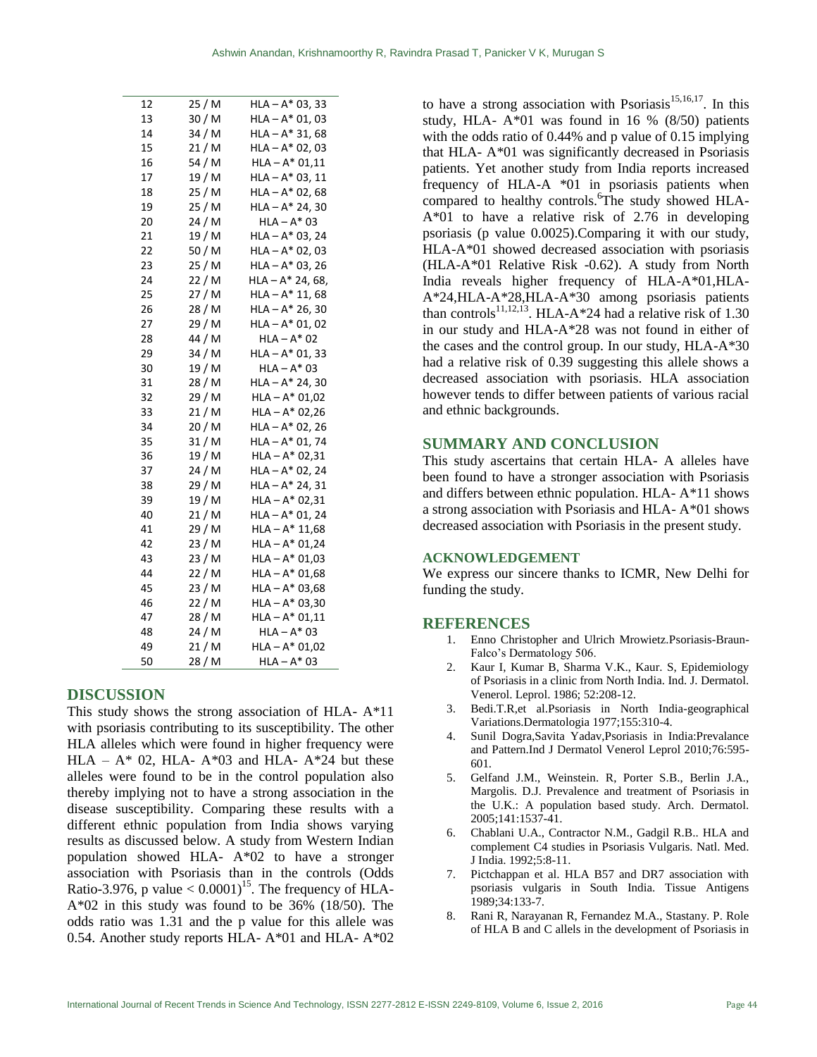| 12 | 25 / M | HLA – A* 03, 33 |
|---|---|---|
| 13 | 30 / M | HLA – A* 01, 03 |
| 14 | 34 / M | HLA – A* 31, 68 |
| 15 | 21 / M | HLA – A* 02, 03 |
| 16 | 54 / M | HLA – A* 01,11 |
| 17 | 19 / M | HLA – A* 03, 11 |
| 18 | 25 / M | HLA – A* 02, 68 |
| 19 | 25 / M | HLA – A* 24, 30 |
| 20 | 24 / M | HLA – A* 03 |
| 21 | 19 / M | HLA – A* 03, 24 |
| 22 | 50 / M | HLA – A* 02, 03 |
| 23 | 25 / M | HLA – A* 03, 26 |
| 24 | 22 / M | HLA – A* 24, 68, |
| 25 | 27 / M | HLA – A* 11, 68 |
| 26 | 28 / M | HLA – A* 26, 30 |
| 27 | 29 / M | HLA – A* 01, 02 |
| 28 | 44 / M | HLA – A* 02 |
| 29 | 34 / M | HLA – A* 01, 33 |
| 30 | 19 / M | HLA – A* 03 |
| 31 | 28 / M | HLA – A* 24, 30 |
| 32 | 29 / M | HLA – A* 01,02 |
| 33 | 21 / M | HLA – A* 02,26 |
| 34 | 20 / M | HLA – A* 02, 26 |
| 35 | 31 / M | HLA – A* 01, 74 |
| 36 | 19 / M | HLA – A* 02,31 |
| 37 | 24 / M | HLA – A* 02, 24 |
| 38 | 29 / M | HLA – A* 24, 31 |
| 39 | 19 / M | HLA – A* 02,31 |
| 40 | 21 / M | HLA – A* 01, 24 |
| 41 | 29 / M | HLA – A* 11,68 |
| 42 | 23 / M | HLA – A* 01,24 |
| 43 | 23 / M | HLA – A* 01,03 |
| 44 | 22 / M | HLA – A* 01,68 |
| 45 | 23 / M | HLA – A* 03,68 |
| 46 | 22 / M | HLA – A* 03,30 |
| 47 | 28 / M | HLA – A* 01,11 |
| 48 | 24 / M | HLA – A* 03 |
| 49 | 21 / M | HLA – A* 01,02 |
| 50 | 28 / M | HLA – A* 03 |

## DISCUSSION

This study shows the strong association of HLA- A*11 with psoriasis contributing to its susceptibility. The other HLA alleles which were found in higher frequency were HLA – A* 02, HLA- A*03 and HLA- A*24 but these alleles were found to be in the control population also thereby implying not to have a strong association in the disease susceptibility. Comparing these results with a different ethnic population from India shows varying results as discussed below. A study from Western Indian population showed HLA- A*02 to have a stronger association with Psoriasis than in the controls (Odds Ratio-3.976, p value $< 0.0001$)[15]. The frequency of HLA-A*02 in this study was found to be 36% (18/50). The odds ratio was 1.31 and the p value for this allele was 0.54. Another study reports HLA- A*01 and HLA- A*02 to have a strong association with Psoriasis[15,16,17]. In this study, HLA- A*01 was found in 16 % (8/50) patients with the odds ratio of 0.44% and p value of 0.15 implying that HLA- A*01 was significantly decreased in Psoriasis patients. Yet another study from India reports increased frequency of HLA-A *01 in psoriasis patients when compared to healthy controls.[6]The study showed HLA-A*01 to have a relative risk of 2.76 in developing psoriasis (p value 0.0025).Comparing it with our study, HLA-A*01 showed decreased association with psoriasis (HLA-A*01 Relative Risk -0.62). A study from North India reveals higher frequency of HLA-A*01,HLA-A*24,HLA-A*28,HLA-A*30 among psoriasis patients than controls[11,12,13]. HLA-A*24 had a relative risk of 1.30 in our study and HLA-A*28 was not found in either of the cases and the control group. In our study, HLA-A*30 had a relative risk of 0.39 suggesting this allele shows a decreased association with psoriasis. HLA association however tends to differ between patients of various racial and ethnic backgrounds.

## SUMMARY AND CONCLUSION

This study ascertains that certain HLA- A alleles have been found to have a stronger association with Psoriasis and differs between ethnic population. HLA- A*11 shows a strong association with Psoriasis and HLA- A*01 shows decreased association with Psoriasis in the present study.

### ACKNOWLEDGEMENT

We express our sincere thanks to ICMR, New Delhi for funding the study.

## REFERENCES

1. Enno Christopher and Ulrich Mrowietz.Psoriasis-Braun-Falco's Dermatology 506.
2. Kaur I, Kumar B, Sharma V.K., Kaur. S, Epidemiology of Psoriasis in a clinic from North India. Ind. J. Dermatol. Venerol. Leprol. 1986; 52:208-12.
3. Bedi.T.R,et al.Psoriasis in North India-geographical Variations.Dermatologia 1977;155:310-4.
4. Sunil Dogra,Savita Yadav,Psoriasis in India:Prevalance and Pattern.Ind J Dermatol Venerol Leprol 2010;76:595-601.
5. Gelfand J.M., Weinstein. R, Porter S.B., Berlin J.A., Margolis. D.J. Prevalence and treatment of Psoriasis in the U.K.: A population based study. Arch. Dermatol. 2005;141:1537-41.
6. Chablani U.A., Contractor N.M., Gadgil R.B.. HLA and complement C4 studies in Psoriasis Vulgaris. Natl. Med. J India. 1992;5:8-11.
7. Pictchappan et al. HLA B57 and DR7 association with psoriasis vulgaris in South India. Tissue Antigens 1989;34:133-7.
8. Rani R, Narayanan R, Fernandez M.A., Stastany. P. Role of HLA B and C allels in the development of Psoriasis in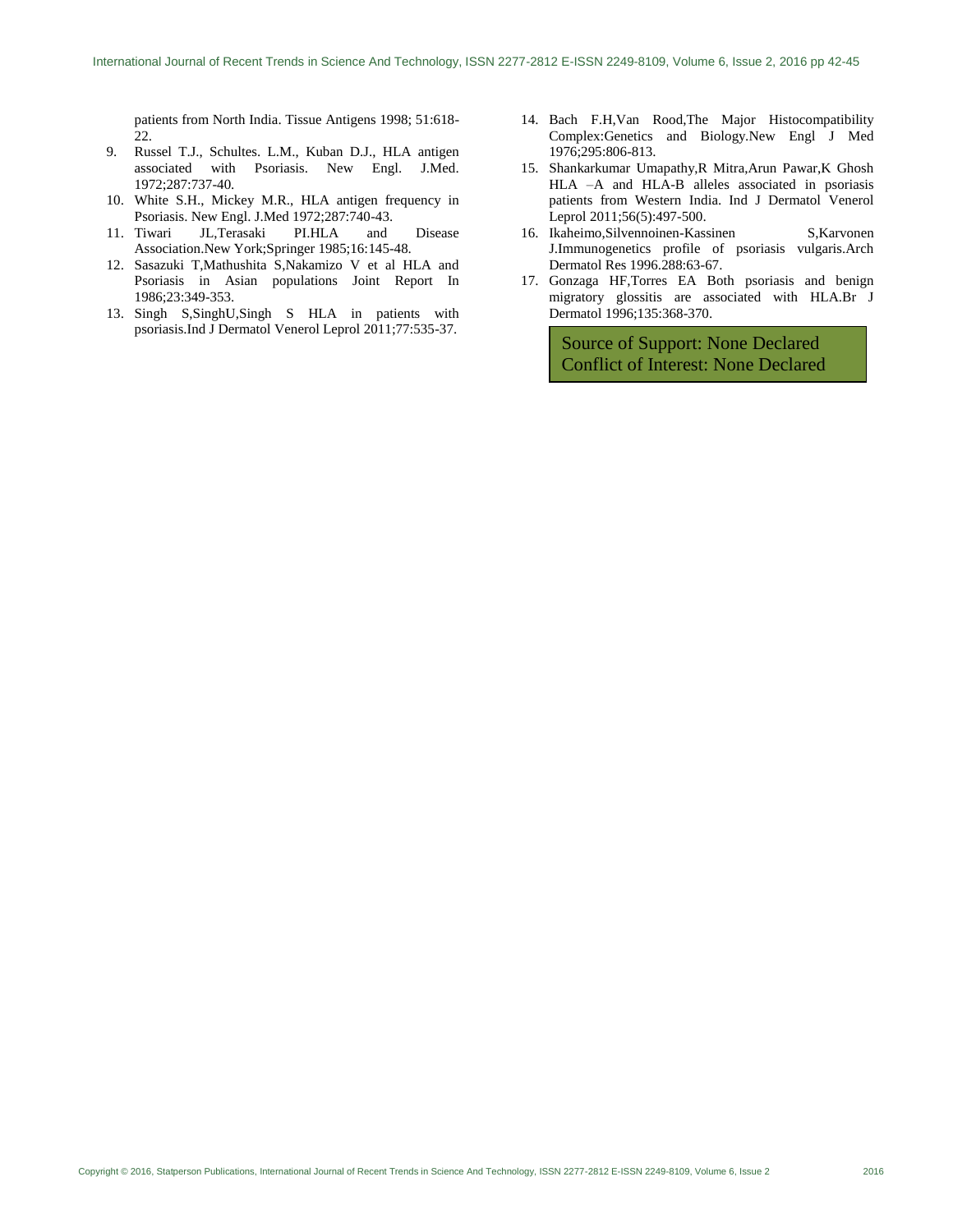patients from North India. Tissue Antigens 1998; 51:618-22.

9. Russel T.J., Schultes. L.M., Kuban D.J., HLA antigen associated with Psoriasis. New Engl. J.Med. 1972;287:737-40.
10. White S.H., Mickey M.R., HLA antigen frequency in Psoriasis. New Engl. J.Med 1972;287:740-43.
11. Tiwari JL,Terasaki PI.HLA and Disease Association.New York;Springer 1985;16:145-48.
12. Sasazuki T,Mathushita S,Nakamizo V et al HLA and Psoriasis in Asian populations Joint Report In 1986;23:349-353.
13. Singh S,SinghU,Singh S HLA in patients with psoriasis.Ind J Dermatol Venerol Leprol 2011;77:535-37.
14. Bach F.H,Van Rood,The Major Histocompatibility Complex:Genetics and Biology.New Engl J Med 1976;295:806-813.
15. Shankarkumar Umapathy,R Mitra,Arun Pawar,K Ghosh HLA –A and HLA-B alleles associated in psoriasis patients from Western India. Ind J Dermatol Venerol Leprol 2011;56(5):497-500.
16. Ikaheimo,Silvennoinen-Kassinen S,Karvonen J.Immunogenetics profile of psoriasis vulgaris.Arch Dermatol Res 1996.288:63-67.
17. Gonzaga HF,Torres EA Both psoriasis and benign migratory glossitis are associated with HLA.Br J Dermatol 1996;135:368-370.

Source of Support: None Declared
Conflict of Interest: None Declared